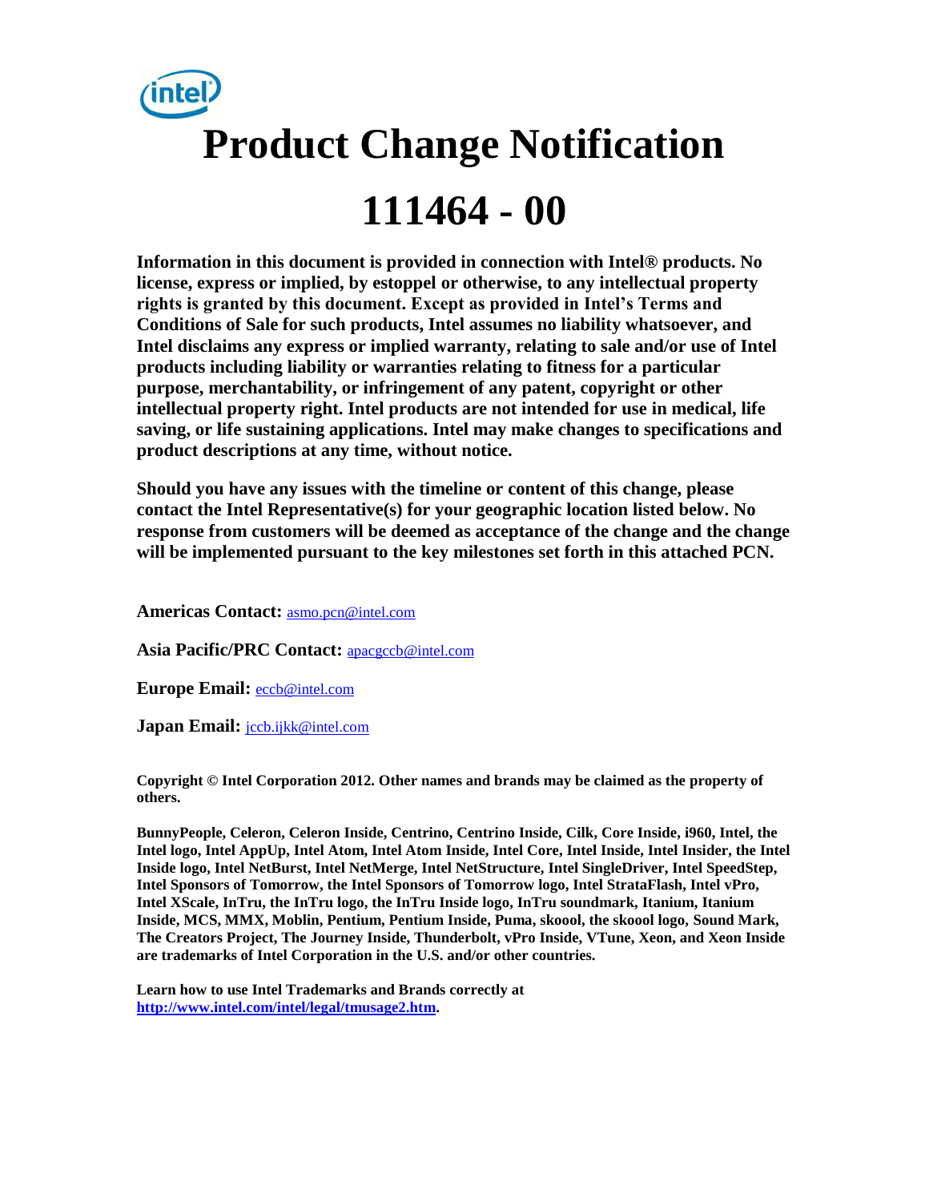# Product Change Notification

# 111464 - 00

**Information in this document is provided in connection with Intel® products. No license, express or implied, by estoppel or otherwise, to any intellectual property rights is granted by this document. Except as provided in Intel's Terms and Conditions of Sale for such products, Intel assumes no liability whatsoever, and Intel disclaims any express or implied warranty, relating to sale and/or use of Intel products including liability or warranties relating to fitness for a particular purpose, merchantability, or infringement of any patent, copyright or other intellectual property right. Intel products are not intended for use in medical, life saving, or life sustaining applications. Intel may make changes to specifications and product descriptions at any time, without notice.**

**Should you have any issues with the timeline or content of this change, please contact the Intel Representative(s) for your geographic location listed below. No response from customers will be deemed as acceptance of the change and the change will be implemented pursuant to the key milestones set forth in this attached PCN.**

**Americas Contact:** asmo.pcn@intel.com

**Asia Pacific/PRC Contact:** apacgccb@intel.com

**Europe Email:** eccb@intel.com

**Japan Email:** jccb.ijkk@intel.com

**Copyright © Intel Corporation 2012. Other names and brands may be claimed as the property of others.**

**BunnyPeople, Celeron, Celeron Inside, Centrino, Centrino Inside, Cilk, Core Inside, i960, Intel, the Intel logo, Intel AppUp, Intel Atom, Intel Atom Inside, Intel Core, Intel Inside, Intel Insider, the Intel Inside logo, Intel NetBurst, Intel NetMerge, Intel NetStructure, Intel SingleDriver, Intel SpeedStep, Intel Sponsors of Tomorrow, the Intel Sponsors of Tomorrow logo, Intel StrataFlash, Intel vPro, Intel XScale, InTru, the InTru logo, the InTru Inside logo, InTru soundmark, Itanium, Itanium Inside, MCS, MMX, Moblin, Pentium, Pentium Inside, Puma, skoool, the skoool logo, Sound Mark, The Creators Project, The Journey Inside, Thunderbolt, vPro Inside, VTune, Xeon, and Xeon Inside are trademarks of Intel Corporation in the U.S. and/or other countries.**

**Learn how to use Intel Trademarks and Brands correctly at http://www.intel.com/intel/legal/tmusage2.htm.**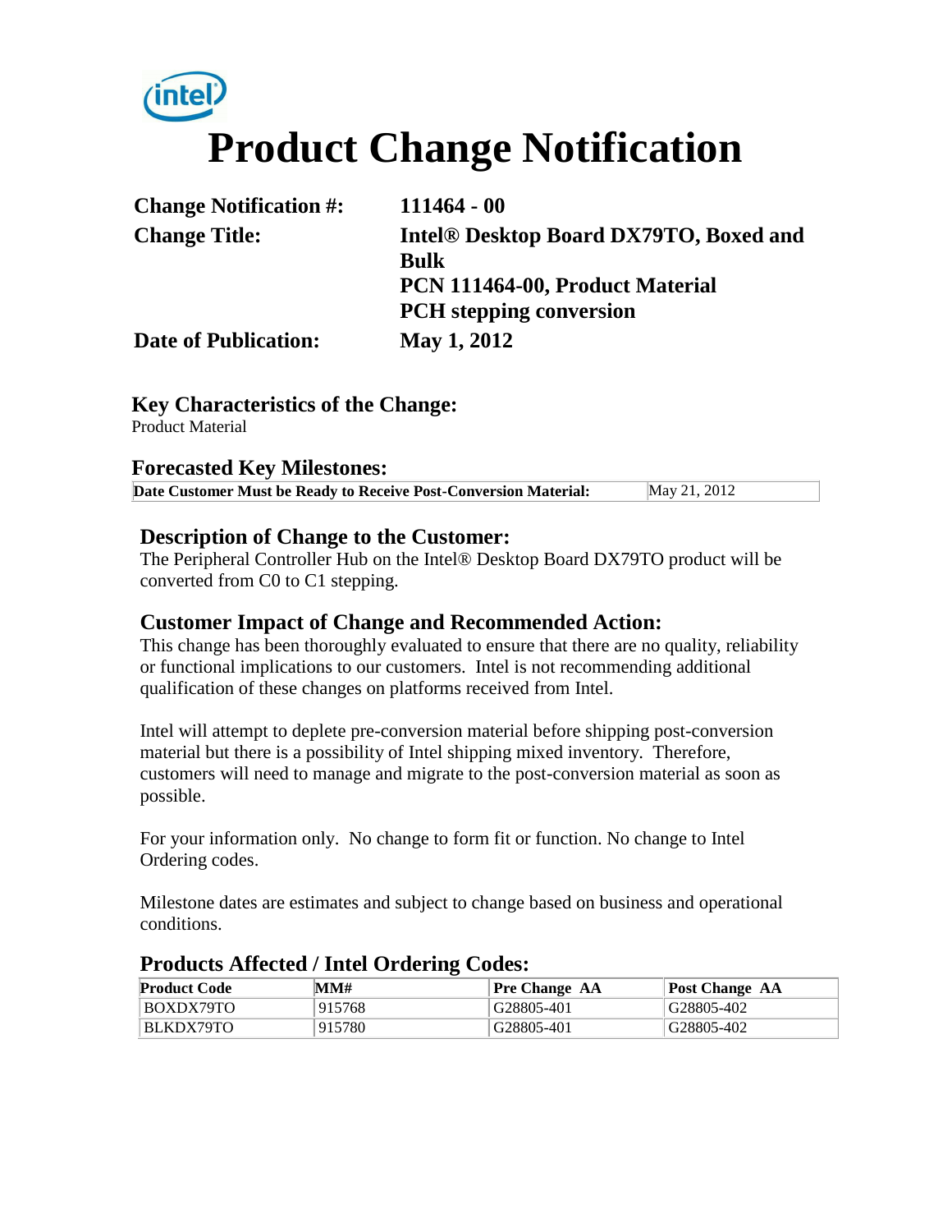intel

# Product Change Notification

| | |
|---|---|
| **Change Notification #:** | **111464 - 00** |
| **Change Title:** | **Intel® Desktop Board DX79TO, Boxed and Bulk**<br>**PCN 111464-00, Product Material**<br>**PCH stepping conversion** |
| **Date of Publication:** | **May 1, 2012** |

## Key Characteristics of the Change:

Product Material

## Forecasted Key Milestones:

| | |
|---|---|
| **Date Customer Must be Ready to Receive Post-Conversion Material:** | May 21, 2012 |

## Description of Change to the Customer:

The Peripheral Controller Hub on the Intel® Desktop Board DX79TO product will be converted from C0 to C1 stepping.

## Customer Impact of Change and Recommended Action:

This change has been thoroughly evaluated to ensure that there are no quality, reliability or functional implications to our customers. Intel is not recommending additional qualification of these changes on platforms received from Intel.

Intel will attempt to deplete pre-conversion material before shipping post-conversion material but there is a possibility of Intel shipping mixed inventory. Therefore, customers will need to manage and migrate to the post-conversion material as soon as possible.

For your information only. No change to form fit or function. No change to Intel Ordering codes.

Milestone dates are estimates and subject to change based on business and operational conditions.

## Products Affected / Intel Ordering Codes:

| Product Code | MM# | Pre Change AA | Post Change AA |
|---|---|---|---|
| BOXDX79TO | 915768 | G28805-401 | G28805-402 |
| BLKDX79TO | 915780 | G28805-401 | G28805-402 |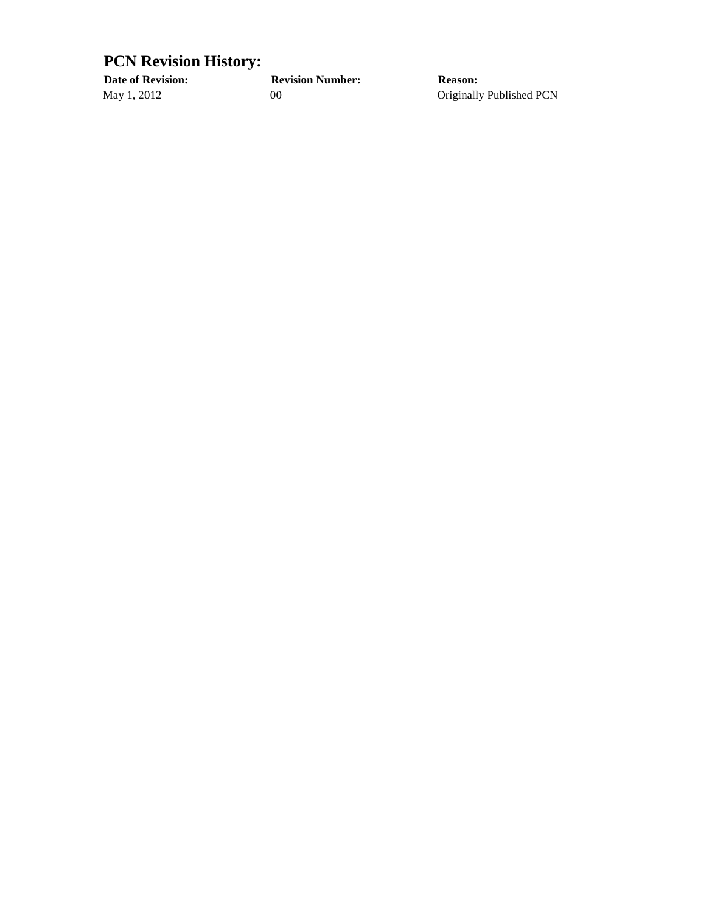## PCN Revision History:

| Date of Revision: | Revision Number: | Reason: |
| --- | --- | --- |
| May 1, 2012 | 00 | Originally Published PCN |